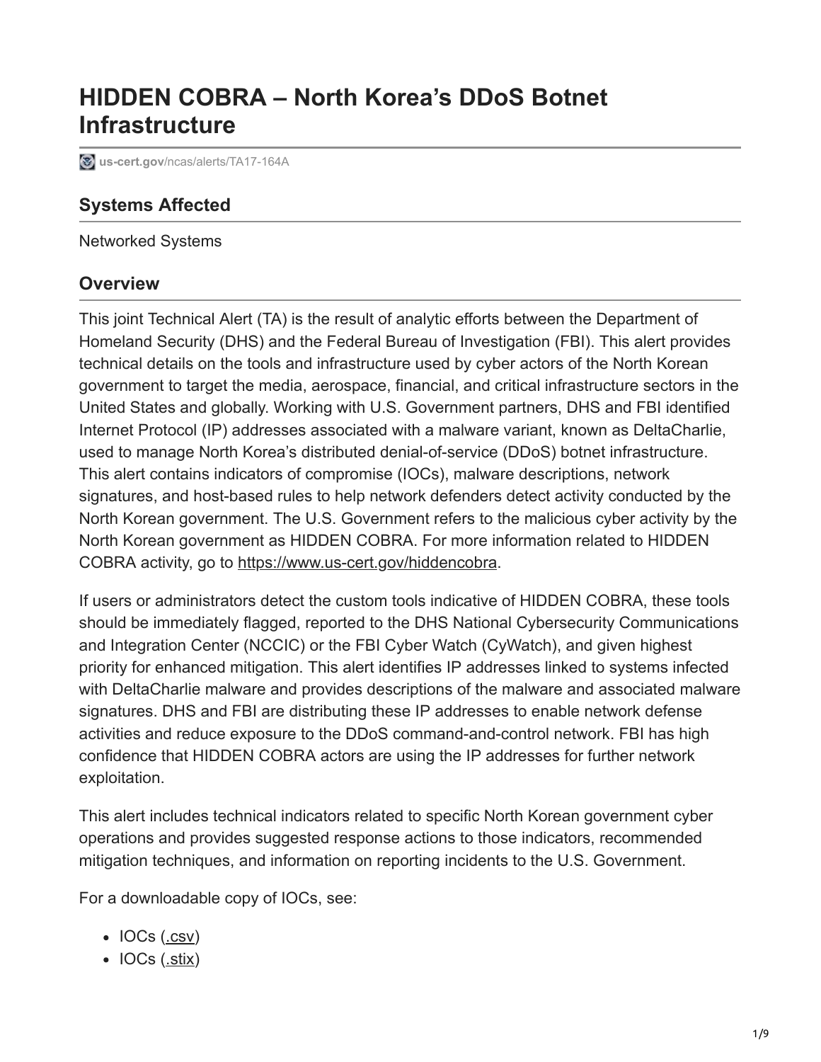# HIDDEN COBRA – North Korea's DDoS Botnet Infrastructure

us-cert.gov/ncas/alerts/TA17-164A

## Systems Affected

Networked Systems

## Overview

This joint Technical Alert (TA) is the result of analytic efforts between the Department of Homeland Security (DHS) and the Federal Bureau of Investigation (FBI). This alert provides technical details on the tools and infrastructure used by cyber actors of the North Korean government to target the media, aerospace, financial, and critical infrastructure sectors in the United States and globally. Working with U.S. Government partners, DHS and FBI identified Internet Protocol (IP) addresses associated with a malware variant, known as DeltaCharlie, used to manage North Korea's distributed denial-of-service (DDoS) botnet infrastructure. This alert contains indicators of compromise (IOCs), malware descriptions, network signatures, and host-based rules to help network defenders detect activity conducted by the North Korean government. The U.S. Government refers to the malicious cyber activity by the North Korean government as HIDDEN COBRA. For more information related to HIDDEN COBRA activity, go to https://www.us-cert.gov/hiddencobra.

If users or administrators detect the custom tools indicative of HIDDEN COBRA, these tools should be immediately flagged, reported to the DHS National Cybersecurity Communications and Integration Center (NCCIC) or the FBI Cyber Watch (CyWatch), and given highest priority for enhanced mitigation. This alert identifies IP addresses linked to systems infected with DeltaCharlie malware and provides descriptions of the malware and associated malware signatures. DHS and FBI are distributing these IP addresses to enable network defense activities and reduce exposure to the DDoS command-and-control network. FBI has high confidence that HIDDEN COBRA actors are using the IP addresses for further network exploitation.

This alert includes technical indicators related to specific North Korean government cyber operations and provides suggested response actions to those indicators, recommended mitigation techniques, and information on reporting incidents to the U.S. Government.

For a downloadable copy of IOCs, see:

- IOCs (.csv)
- IOCs (.stix)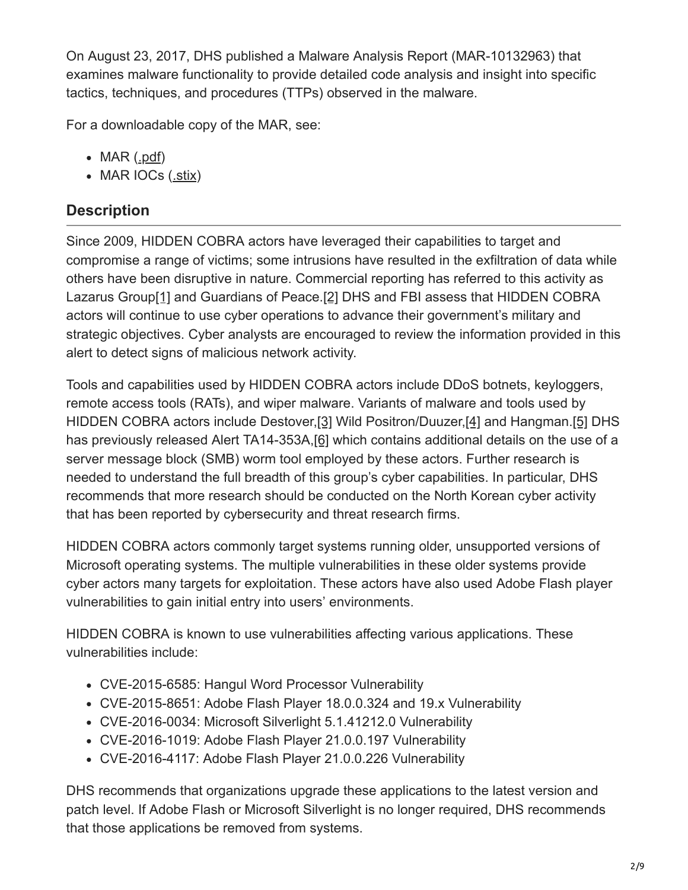On August 23, 2017, DHS published a Malware Analysis Report (MAR-10132963) that examines malware functionality to provide detailed code analysis and insight into specific tactics, techniques, and procedures (TTPs) observed in the malware.

For a downloadable copy of the MAR, see:

- MAR (.pdf)
- MAR IOCs (.stix)

## Description

Since 2009, HIDDEN COBRA actors have leveraged their capabilities to target and compromise a range of victims; some intrusions have resulted in the exfiltration of data while others have been disruptive in nature. Commercial reporting has referred to this activity as Lazarus Group[1] and Guardians of Peace.[2] DHS and FBI assess that HIDDEN COBRA actors will continue to use cyber operations to advance their government's military and strategic objectives. Cyber analysts are encouraged to review the information provided in this alert to detect signs of malicious network activity.

Tools and capabilities used by HIDDEN COBRA actors include DDoS botnets, keyloggers, remote access tools (RATs), and wiper malware. Variants of malware and tools used by HIDDEN COBRA actors include Destover,[3] Wild Positron/Duuzer,[4] and Hangman.[5] DHS has previously released Alert TA14-353A,[6] which contains additional details on the use of a server message block (SMB) worm tool employed by these actors. Further research is needed to understand the full breadth of this group's cyber capabilities. In particular, DHS recommends that more research should be conducted on the North Korean cyber activity that has been reported by cybersecurity and threat research firms.

HIDDEN COBRA actors commonly target systems running older, unsupported versions of Microsoft operating systems. The multiple vulnerabilities in these older systems provide cyber actors many targets for exploitation. These actors have also used Adobe Flash player vulnerabilities to gain initial entry into users' environments.

HIDDEN COBRA is known to use vulnerabilities affecting various applications. These vulnerabilities include:

- CVE-2015-6585: Hangul Word Processor Vulnerability
- CVE-2015-8651: Adobe Flash Player 18.0.0.324 and 19.x Vulnerability
- CVE-2016-0034: Microsoft Silverlight 5.1.41212.0 Vulnerability
- CVE-2016-1019: Adobe Flash Player 21.0.0.197 Vulnerability
- CVE-2016-4117: Adobe Flash Player 21.0.0.226 Vulnerability

DHS recommends that organizations upgrade these applications to the latest version and patch level. If Adobe Flash or Microsoft Silverlight is no longer required, DHS recommends that those applications be removed from systems.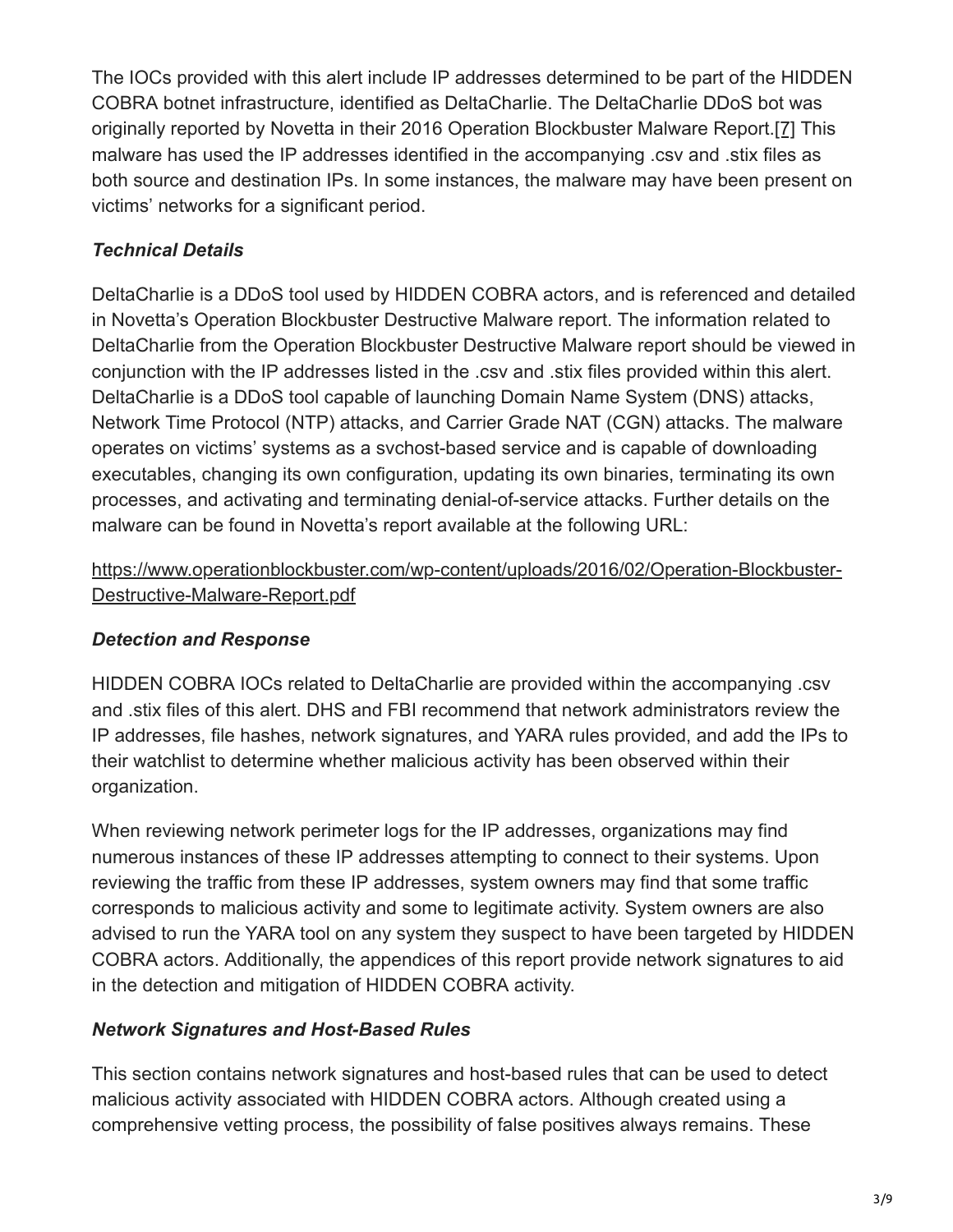The IOCs provided with this alert include IP addresses determined to be part of the HIDDEN COBRA botnet infrastructure, identified as DeltaCharlie. The DeltaCharlie DDoS bot was originally reported by Novetta in their 2016 Operation Blockbuster Malware Report.[7] This malware has used the IP addresses identified in the accompanying .csv and .stix files as both source and destination IPs. In some instances, the malware may have been present on victims' networks for a significant period.

### *Technical Details*

DeltaCharlie is a DDoS tool used by HIDDEN COBRA actors, and is referenced and detailed in Novetta's Operation Blockbuster Destructive Malware report. The information related to DeltaCharlie from the Operation Blockbuster Destructive Malware report should be viewed in conjunction with the IP addresses listed in the .csv and .stix files provided within this alert. DeltaCharlie is a DDoS tool capable of launching Domain Name System (DNS) attacks, Network Time Protocol (NTP) attacks, and Carrier Grade NAT (CGN) attacks. The malware operates on victims' systems as a svchost-based service and is capable of downloading executables, changing its own configuration, updating its own binaries, terminating its own processes, and activating and terminating denial-of-service attacks. Further details on the malware can be found in Novetta's report available at the following URL:

https://www.operationblockbuster.com/wp-content/uploads/2016/02/Operation-Blockbuster-Destructive-Malware-Report.pdf

### *Detection and Response*

HIDDEN COBRA IOCs related to DeltaCharlie are provided within the accompanying .csv and .stix files of this alert. DHS and FBI recommend that network administrators review the IP addresses, file hashes, network signatures, and YARA rules provided, and add the IPs to their watchlist to determine whether malicious activity has been observed within their organization.

When reviewing network perimeter logs for the IP addresses, organizations may find numerous instances of these IP addresses attempting to connect to their systems. Upon reviewing the traffic from these IP addresses, system owners may find that some traffic corresponds to malicious activity and some to legitimate activity. System owners are also advised to run the YARA tool on any system they suspect to have been targeted by HIDDEN COBRA actors. Additionally, the appendices of this report provide network signatures to aid in the detection and mitigation of HIDDEN COBRA activity.

### *Network Signatures and Host-Based Rules*

This section contains network signatures and host-based rules that can be used to detect malicious activity associated with HIDDEN COBRA actors. Although created using a comprehensive vetting process, the possibility of false positives always remains. These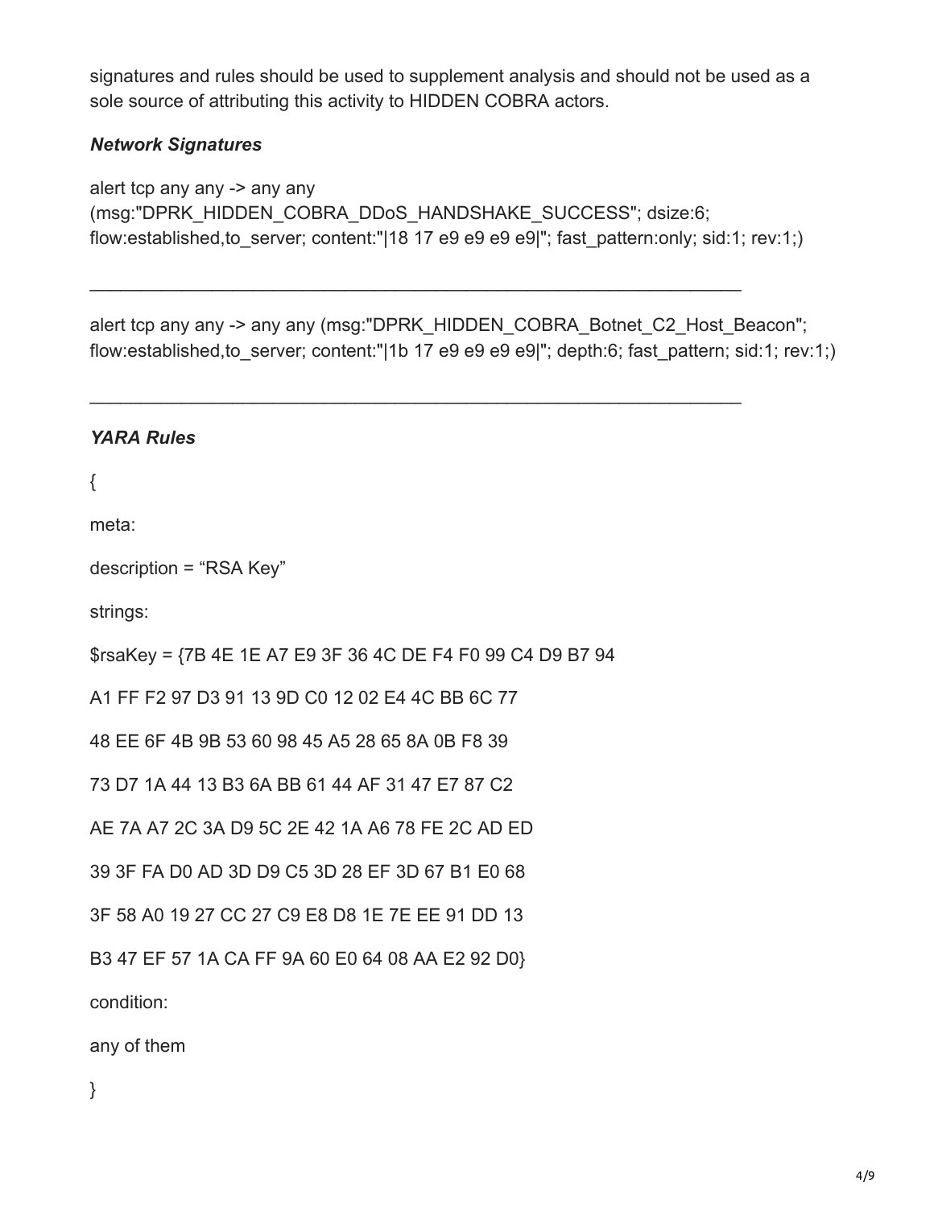signatures and rules should be used to supplement analysis and should not be used as a sole source of attributing this activity to HIDDEN COBRA actors.

***Network Signatures***

```
alert tcp any any -> any any
(msg:"DPRK_HIDDEN_COBRA_DDoS_HANDSHAKE_SUCCESS"; dsize:6;
flow:established,to_server; content:"|18 17 e9 e9 e9 e9|"; fast_pattern:only; sid:1; rev:1;)
```

---

```
alert tcp any any -> any any (msg:"DPRK_HIDDEN_COBRA_Botnet_C2_Host_Beacon";
flow:established,to_server; content:"|1b 17 e9 e9 e9 e9|"; depth:6; fast_pattern; sid:1; rev:1;)
```

---

***YARA Rules***

```
{

meta:

description = “RSA Key”

strings:

$rsaKey = {7B 4E 1E A7 E9 3F 36 4C DE F4 F0 99 C4 D9 B7 94

A1 FF F2 97 D3 91 13 9D C0 12 02 E4 4C BB 6C 77

48 EE 6F 4B 9B 53 60 98 45 A5 28 65 8A 0B F8 39

73 D7 1A 44 13 B3 6A BB 61 44 AF 31 47 E7 87 C2

AE 7A A7 2C 3A D9 5C 2E 42 1A A6 78 FE 2C AD ED

39 3F FA D0 AD 3D D9 C5 3D 28 EF 3D 67 B1 E0 68

3F 58 A0 19 27 CC 27 C9 E8 D8 1E 7E EE 91 DD 13

B3 47 EF 57 1A CA FF 9A 60 E0 64 08 AA E2 92 D0}

condition:

any of them

}
```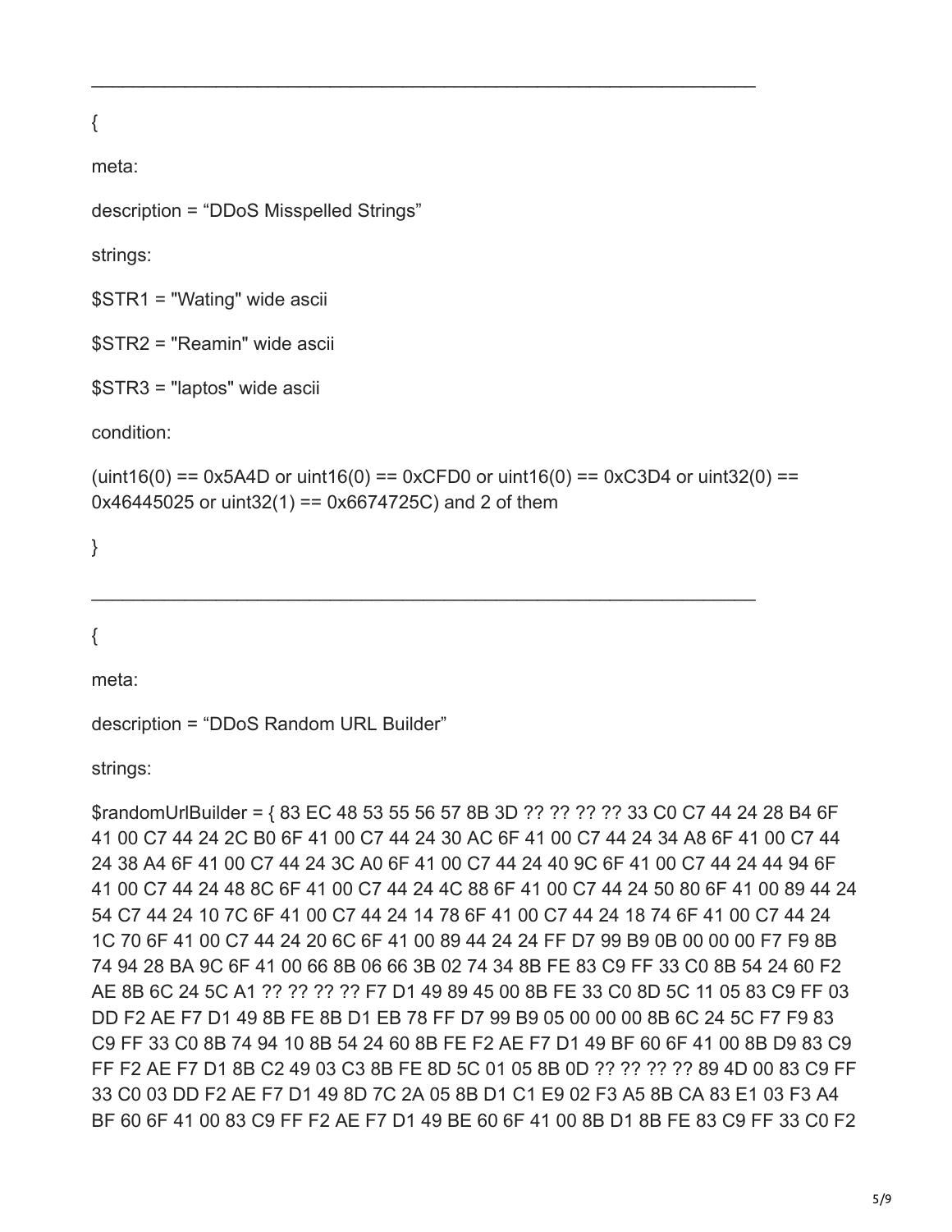______________________________________________________________

{

meta:

description = "DDoS Misspelled Strings"

strings:

$STR1 = "Wating" wide ascii

$STR2 = "Reamin" wide ascii

$STR3 = "laptos" wide ascii

condition:

(uint16(0) == 0x5A4D or uint16(0) == 0xCFD0 or uint16(0) == 0xC3D4 or uint32(0) == 0x46445025 or uint32(1) == 0x6674725C) and 2 of them

}

______________________________________________________________

{

meta:

description = "DDoS Random URL Builder"

strings:

$randomUrlBuilder = { 83 EC 48 53 55 56 57 8B 3D ?? ?? ?? ?? 33 C0 C7 44 24 28 B4 6F 41 00 C7 44 24 2C B0 6F 41 00 C7 44 24 30 AC 6F 41 00 C7 44 24 34 A8 6F 41 00 C7 44 24 38 A4 6F 41 00 C7 44 24 3C A0 6F 41 00 C7 44 24 40 9C 6F 41 00 C7 44 24 44 94 6F 41 00 C7 44 24 48 8C 6F 41 00 C7 44 24 4C 88 6F 41 00 C7 44 24 50 80 6F 41 00 89 44 24 54 C7 44 24 10 7C 6F 41 00 C7 44 24 14 78 6F 41 00 C7 44 24 18 74 6F 41 00 C7 44 24 1C 70 6F 41 00 C7 44 24 20 6C 6F 41 00 89 44 24 24 FF D7 99 B9 0B 00 00 00 F7 F9 8B 74 94 28 BA 9C 6F 41 00 66 8B 06 66 3B 02 74 34 8B FE 83 C9 FF 33 C0 8B 54 24 60 F2 AE 8B 6C 24 5C A1 ?? ?? ?? ?? F7 D1 49 89 45 00 8B FE 33 C0 8D 5C 11 05 83 C9 FF 03 DD F2 AE F7 D1 49 8B FE 8B D1 EB 78 FF D7 99 B9 05 00 00 00 8B 6C 24 5C F7 F9 83 C9 FF 33 C0 8B 74 94 10 8B 54 24 60 8B FE F2 AE F7 D1 49 BF 60 6F 41 00 8B D9 83 C9 FF F2 AE F7 D1 8B C2 49 03 C3 8B FE 8D 5C 01 05 8B 0D ?? ?? ?? ?? 89 4D 00 83 C9 FF 33 C0 03 DD F2 AE F7 D1 49 8D 7C 2A 05 8B D1 C1 E9 02 F3 A5 8B CA 83 E1 03 F3 A4 BF 60 6F 41 00 83 C9 FF F2 AE F7 D1 49 BE 60 6F 41 00 8B D1 8B FE 83 C9 FF 33 C0 F2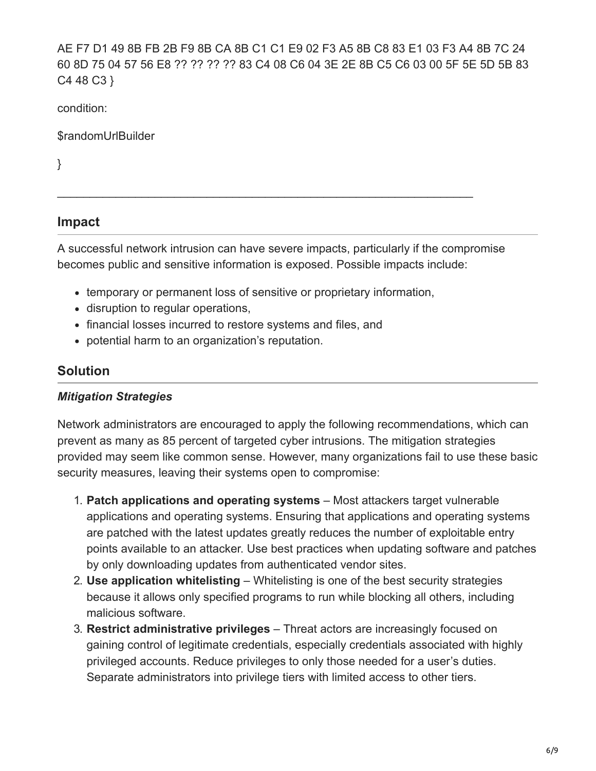AE F7 D1 49 8B FB 2B F9 8B CA 8B C1 C1 E9 02 F3 A5 8B C8 83 E1 03 F3 A4 8B 7C 24 60 8D 75 04 57 56 E8 ?? ?? ?? ?? 83 C4 08 C6 04 3E 2E 8B C5 C6 03 00 5F 5E 5D 5B 83 C4 48 C3 }

condition:

$randomUrlBuilder

}

---

## Impact

A successful network intrusion can have severe impacts, particularly if the compromise becomes public and sensitive information is exposed. Possible impacts include:

- temporary or permanent loss of sensitive or proprietary information,
- disruption to regular operations,
- financial losses incurred to restore systems and files, and
- potential harm to an organization's reputation.

## Solution

### *Mitigation Strategies*

Network administrators are encouraged to apply the following recommendations, which can prevent as many as 85 percent of targeted cyber intrusions. The mitigation strategies provided may seem like common sense. However, many organizations fail to use these basic security measures, leaving their systems open to compromise:

1. **Patch applications and operating systems** – Most attackers target vulnerable applications and operating systems. Ensuring that applications and operating systems are patched with the latest updates greatly reduces the number of exploitable entry points available to an attacker. Use best practices when updating software and patches by only downloading updates from authenticated vendor sites.
2. **Use application whitelisting** – Whitelisting is one of the best security strategies because it allows only specified programs to run while blocking all others, including malicious software.
3. **Restrict administrative privileges** – Threat actors are increasingly focused on gaining control of legitimate credentials, especially credentials associated with highly privileged accounts. Reduce privileges to only those needed for a user's duties. Separate administrators into privilege tiers with limited access to other tiers.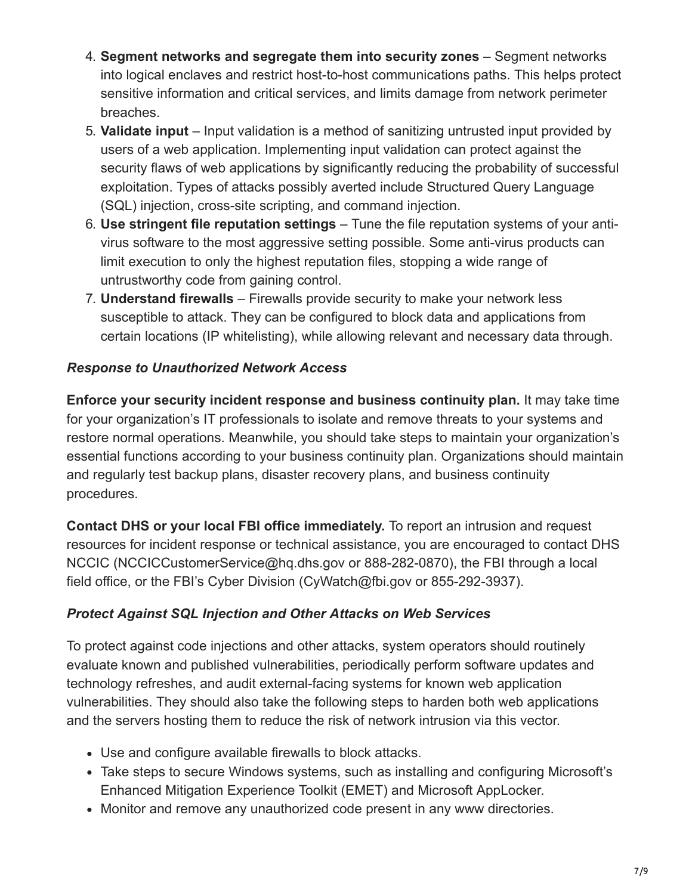4. **Segment networks and segregate them into security zones** – Segment networks into logical enclaves and restrict host-to-host communications paths. This helps protect sensitive information and critical services, and limits damage from network perimeter breaches.
5. **Validate input** – Input validation is a method of sanitizing untrusted input provided by users of a web application. Implementing input validation can protect against the security flaws of web applications by significantly reducing the probability of successful exploitation. Types of attacks possibly averted include Structured Query Language (SQL) injection, cross-site scripting, and command injection.
6. **Use stringent file reputation settings** – Tune the file reputation systems of your anti-virus software to the most aggressive setting possible. Some anti-virus products can limit execution to only the highest reputation files, stopping a wide range of untrustworthy code from gaining control.
7. **Understand firewalls** – Firewalls provide security to make your network less susceptible to attack. They can be configured to block data and applications from certain locations (IP whitelisting), while allowing relevant and necessary data through.

***Response to Unauthorized Network Access***

**Enforce your security incident response and business continuity plan.** It may take time for your organization's IT professionals to isolate and remove threats to your systems and restore normal operations. Meanwhile, you should take steps to maintain your organization's essential functions according to your business continuity plan. Organizations should maintain and regularly test backup plans, disaster recovery plans, and business continuity procedures.

**Contact DHS or your local FBI office immediately.** To report an intrusion and request resources for incident response or technical assistance, you are encouraged to contact DHS NCCIC (NCCICCustomerService@hq.dhs.gov or 888-282-0870), the FBI through a local field office, or the FBI's Cyber Division (CyWatch@fbi.gov or 855-292-3937).

***Protect Against SQL Injection and Other Attacks on Web Services***

To protect against code injections and other attacks, system operators should routinely evaluate known and published vulnerabilities, periodically perform software updates and technology refreshes, and audit external-facing systems for known web application vulnerabilities. They should also take the following steps to harden both web applications and the servers hosting them to reduce the risk of network intrusion via this vector.

- Use and configure available firewalls to block attacks.
- Take steps to secure Windows systems, such as installing and configuring Microsoft's Enhanced Mitigation Experience Toolkit (EMET) and Microsoft AppLocker.
- Monitor and remove any unauthorized code present in any www directories.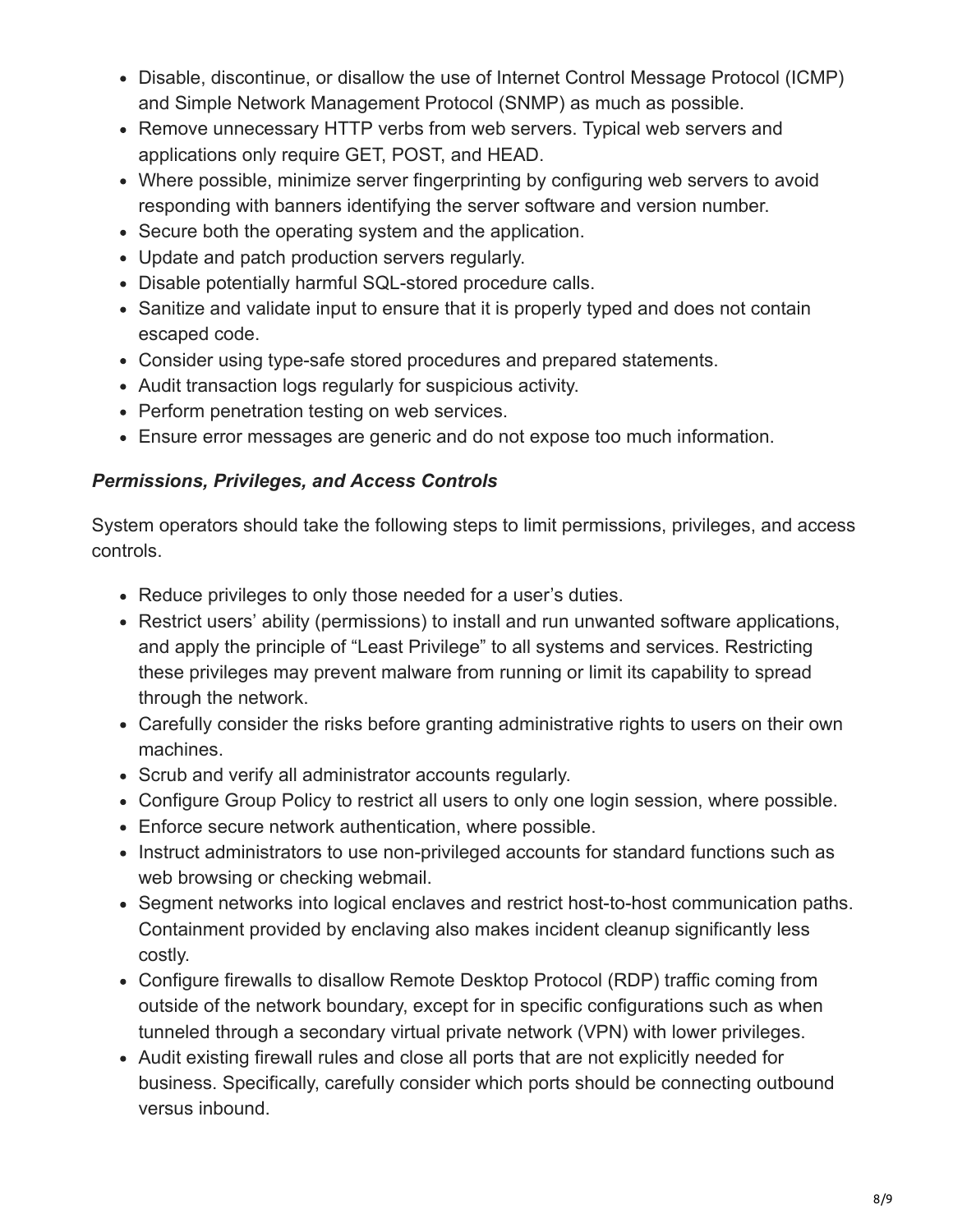- Disable, discontinue, or disallow the use of Internet Control Message Protocol (ICMP) and Simple Network Management Protocol (SNMP) as much as possible.
- Remove unnecessary HTTP verbs from web servers. Typical web servers and applications only require GET, POST, and HEAD.
- Where possible, minimize server fingerprinting by configuring web servers to avoid responding with banners identifying the server software and version number.
- Secure both the operating system and the application.
- Update and patch production servers regularly.
- Disable potentially harmful SQL-stored procedure calls.
- Sanitize and validate input to ensure that it is properly typed and does not contain escaped code.
- Consider using type-safe stored procedures and prepared statements.
- Audit transaction logs regularly for suspicious activity.
- Perform penetration testing on web services.
- Ensure error messages are generic and do not expose too much information.

***Permissions, Privileges, and Access Controls***

System operators should take the following steps to limit permissions, privileges, and access controls.

- Reduce privileges to only those needed for a user's duties.
- Restrict users' ability (permissions) to install and run unwanted software applications, and apply the principle of "Least Privilege" to all systems and services. Restricting these privileges may prevent malware from running or limit its capability to spread through the network.
- Carefully consider the risks before granting administrative rights to users on their own machines.
- Scrub and verify all administrator accounts regularly.
- Configure Group Policy to restrict all users to only one login session, where possible.
- Enforce secure network authentication, where possible.
- Instruct administrators to use non-privileged accounts for standard functions such as web browsing or checking webmail.
- Segment networks into logical enclaves and restrict host-to-host communication paths. Containment provided by enclaving also makes incident cleanup significantly less costly.
- Configure firewalls to disallow Remote Desktop Protocol (RDP) traffic coming from outside of the network boundary, except for in specific configurations such as when tunneled through a secondary virtual private network (VPN) with lower privileges.
- Audit existing firewall rules and close all ports that are not explicitly needed for business. Specifically, carefully consider which ports should be connecting outbound versus inbound.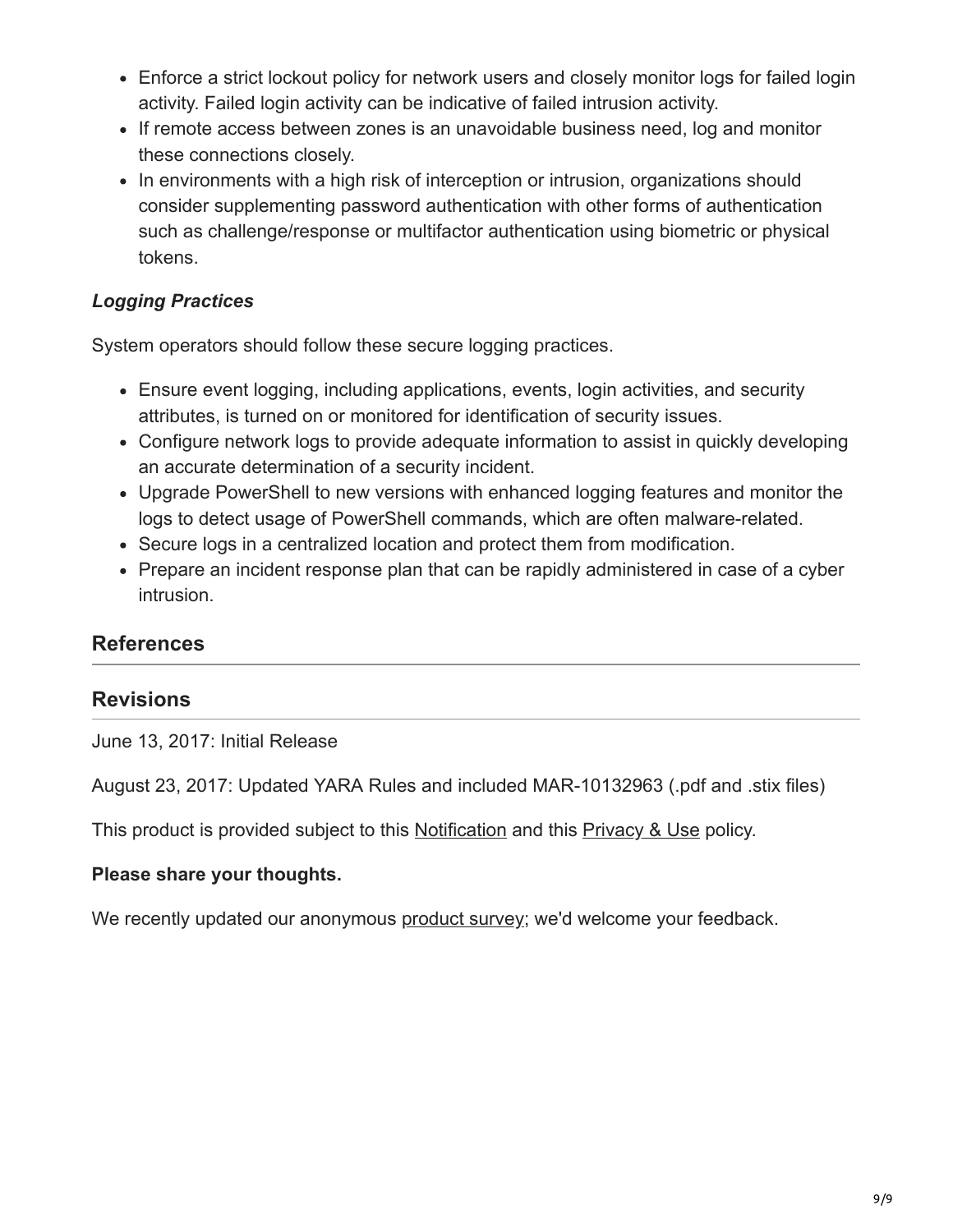- Enforce a strict lockout policy for network users and closely monitor logs for failed login activity. Failed login activity can be indicative of failed intrusion activity.
- If remote access between zones is an unavoidable business need, log and monitor these connections closely.
- In environments with a high risk of interception or intrusion, organizations should consider supplementing password authentication with other forms of authentication such as challenge/response or multifactor authentication using biometric or physical tokens.

***Logging Practices***

System operators should follow these secure logging practices.

- Ensure event logging, including applications, events, login activities, and security attributes, is turned on or monitored for identification of security issues.
- Configure network logs to provide adequate information to assist in quickly developing an accurate determination of a security incident.
- Upgrade PowerShell to new versions with enhanced logging features and monitor the logs to detect usage of PowerShell commands, which are often malware-related.
- Secure logs in a centralized location and protect them from modification.
- Prepare an incident response plan that can be rapidly administered in case of a cyber intrusion.

## References

## Revisions

June 13, 2017: Initial Release

August 23, 2017: Updated YARA Rules and included MAR-10132963 (.pdf and .stix files)

This product is provided subject to this Notification and this Privacy & Use policy.

**Please share your thoughts.**

We recently updated our anonymous product survey; we'd welcome your feedback.